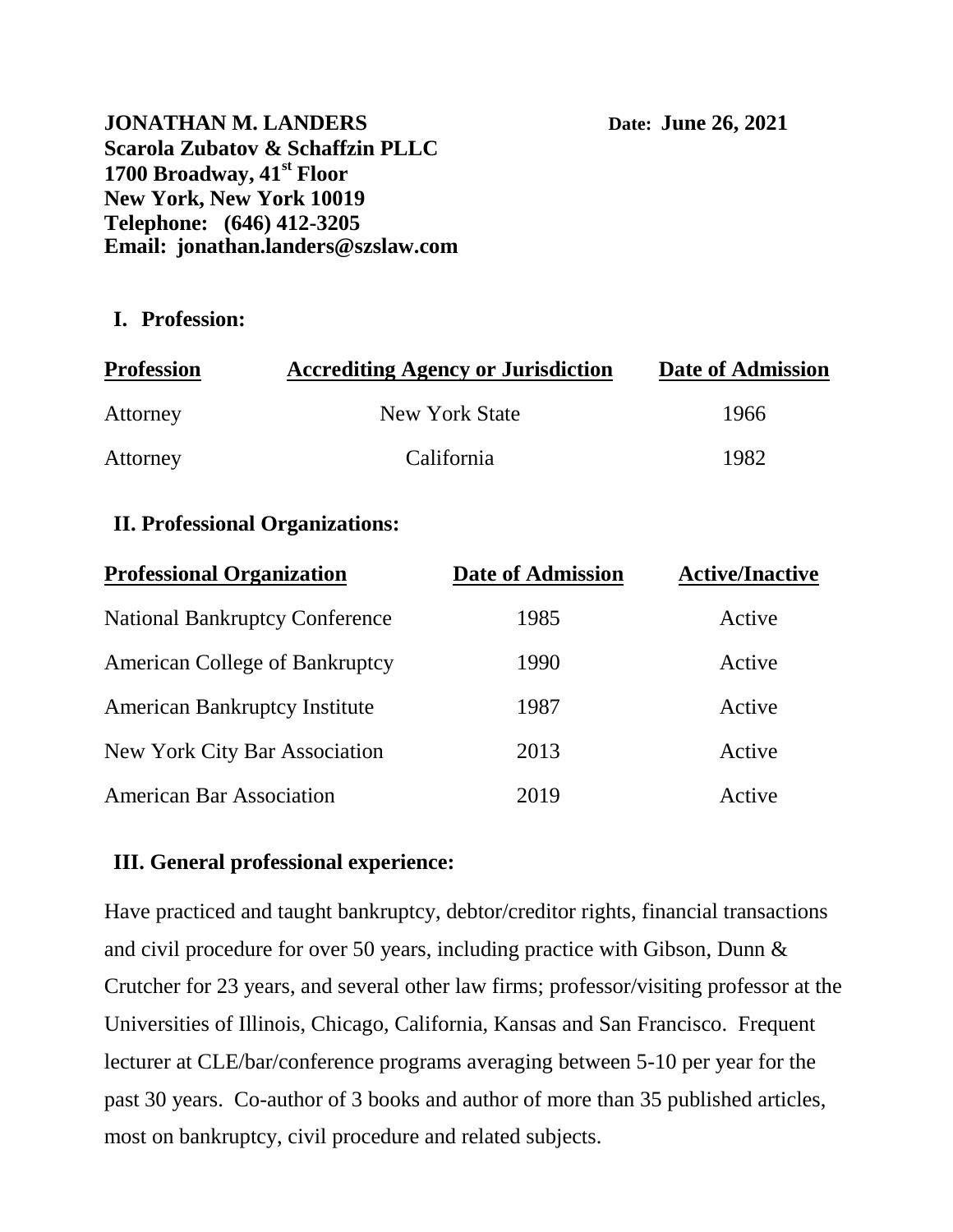**JONATHAN M. LANDERS** **Date: June 26, 2021**
**Scarola Zubatov & Schaffzin PLLC**
**1700 Broadway, 41st Floor**
**New York, New York 10019**
**Telephone: (646) 412-3205**
**Email: jonathan.landers@szslaw.com**

## I. Profession:

| Profession | Accrediting Agency or Jurisdiction | Date of Admission |
|---|---|---|
| Attorney | New York State | 1966 |
| Attorney | California | 1982 |

## II. Professional Organizations:

| Professional Organization | Date of Admission | Active/Inactive |
|---|---|---|
| National Bankruptcy Conference | 1985 | Active |
| American College of Bankruptcy | 1990 | Active |
| American Bankruptcy Institute | 1987 | Active |
| New York City Bar Association | 2013 | Active |
| American Bar Association | 2019 | Active |

## III. General professional experience:

Have practiced and taught bankruptcy, debtor/creditor rights, financial transactions and civil procedure for over 50 years, including practice with Gibson, Dunn & Crutcher for 23 years, and several other law firms; professor/visiting professor at the Universities of Illinois, Chicago, California, Kansas and San Francisco. Frequent lecturer at CLE/bar/conference programs averaging between 5-10 per year for the past 30 years. Co-author of 3 books and author of more than 35 published articles, most on bankruptcy, civil procedure and related subjects.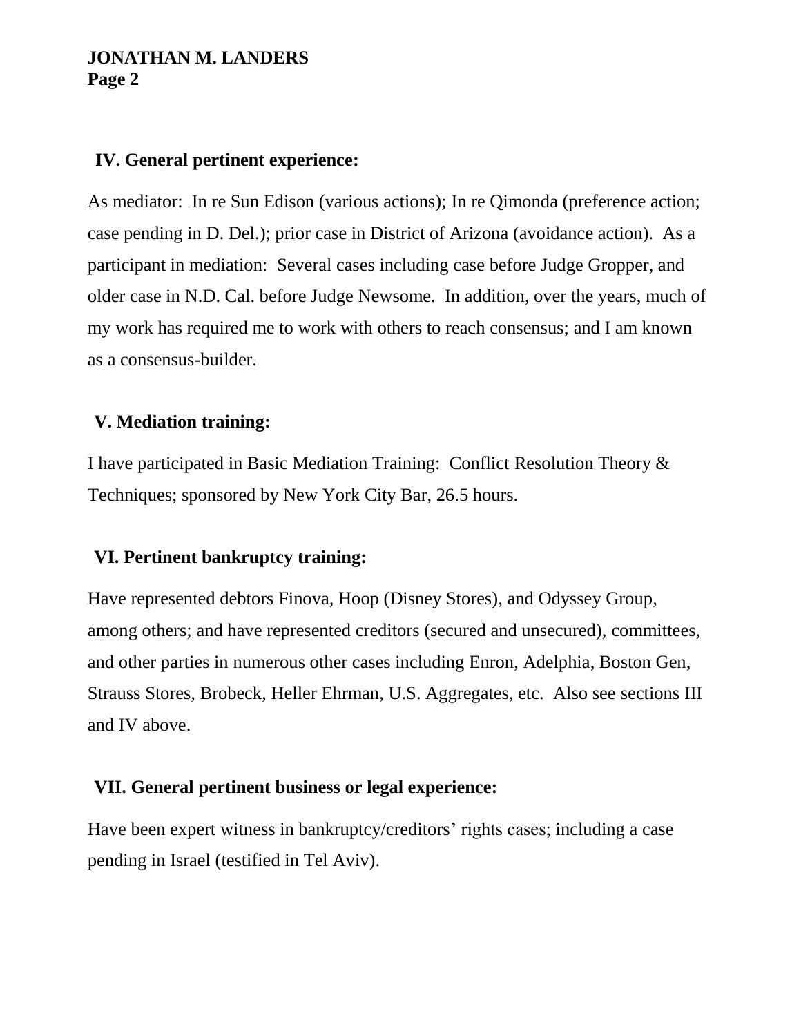## IV. General pertinent experience:

As mediator: In re Sun Edison (various actions); In re Qimonda (preference action; case pending in D. Del.); prior case in District of Arizona (avoidance action). As a participant in mediation: Several cases including case before Judge Gropper, and older case in N.D. Cal. before Judge Newsome. In addition, over the years, much of my work has required me to work with others to reach consensus; and I am known as a consensus-builder.

## V. Mediation training:

I have participated in Basic Mediation Training: Conflict Resolution Theory & Techniques; sponsored by New York City Bar, 26.5 hours.

## VI. Pertinent bankruptcy training:

Have represented debtors Finova, Hoop (Disney Stores), and Odyssey Group, among others; and have represented creditors (secured and unsecured), committees, and other parties in numerous other cases including Enron, Adelphia, Boston Gen, Strauss Stores, Brobeck, Heller Ehrman, U.S. Aggregates, etc. Also see sections III and IV above.

## VII. General pertinent business or legal experience:

Have been expert witness in bankruptcy/creditors' rights cases; including a case pending in Israel (testified in Tel Aviv).